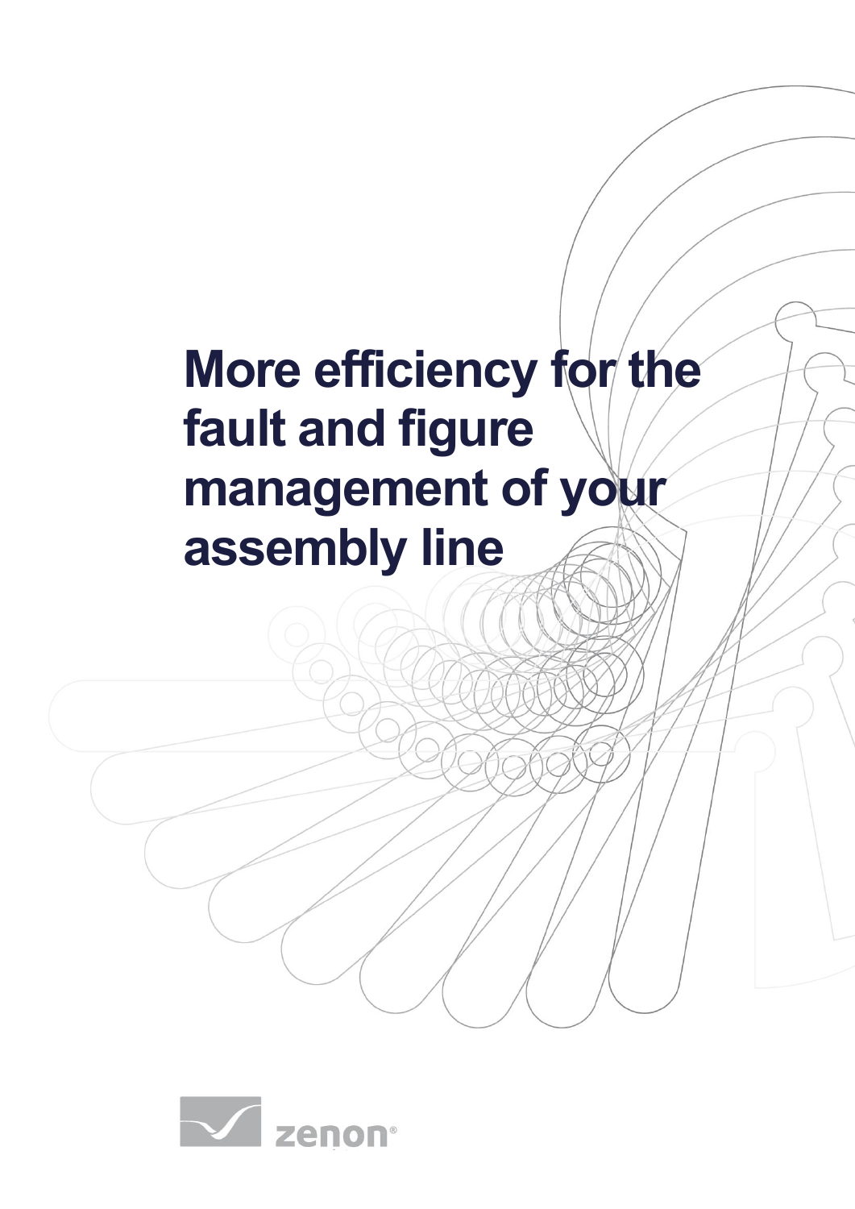# More efficiency for the fault and figure management of your assembly line

zenon®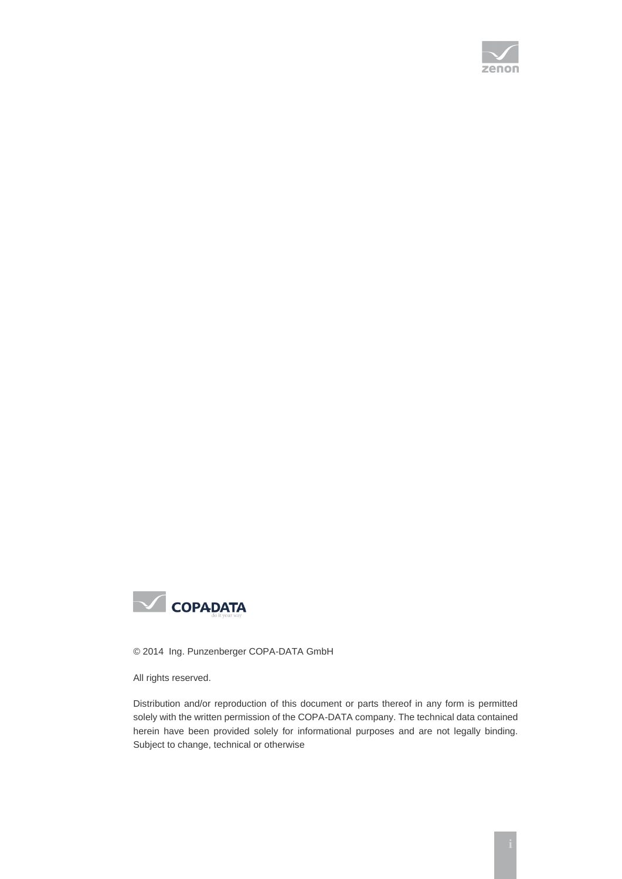© 2014 Ing. Punzenberger COPA-DATA GmbH

All rights reserved.

Distribution and/or reproduction of this document or parts thereof in any form is permitted solely with the written permission of the COPA-DATA company. The technical data contained herein have been provided solely for informational purposes and are not legally binding. Subject to change, technical or otherwise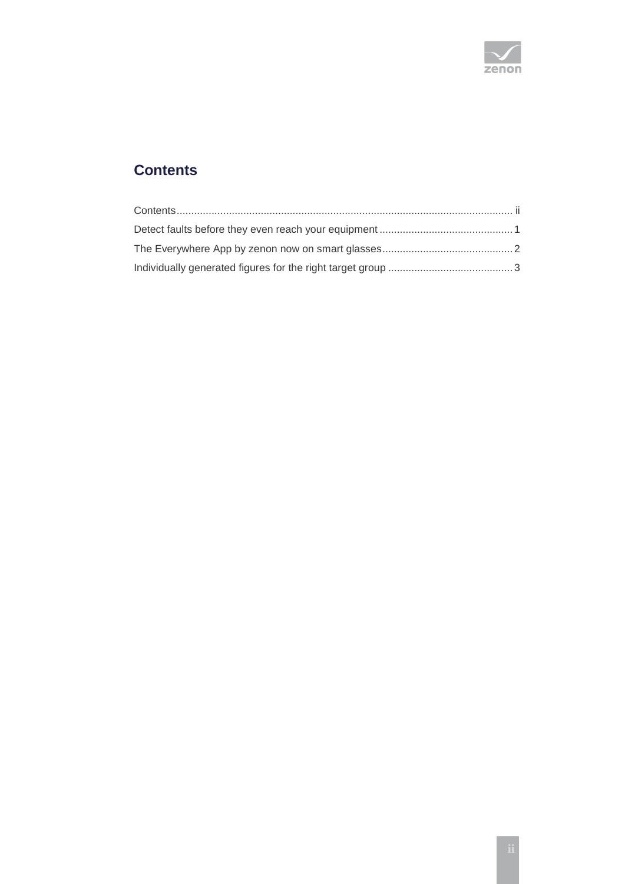## Contents

Contents ....................................................................................................................... ii
Detect faults before they even reach your equipment ............................................. 1
The Everywhere App by zenon now on smart glasses ............................................. 2
Individually generated figures for the right target group ........................................... 3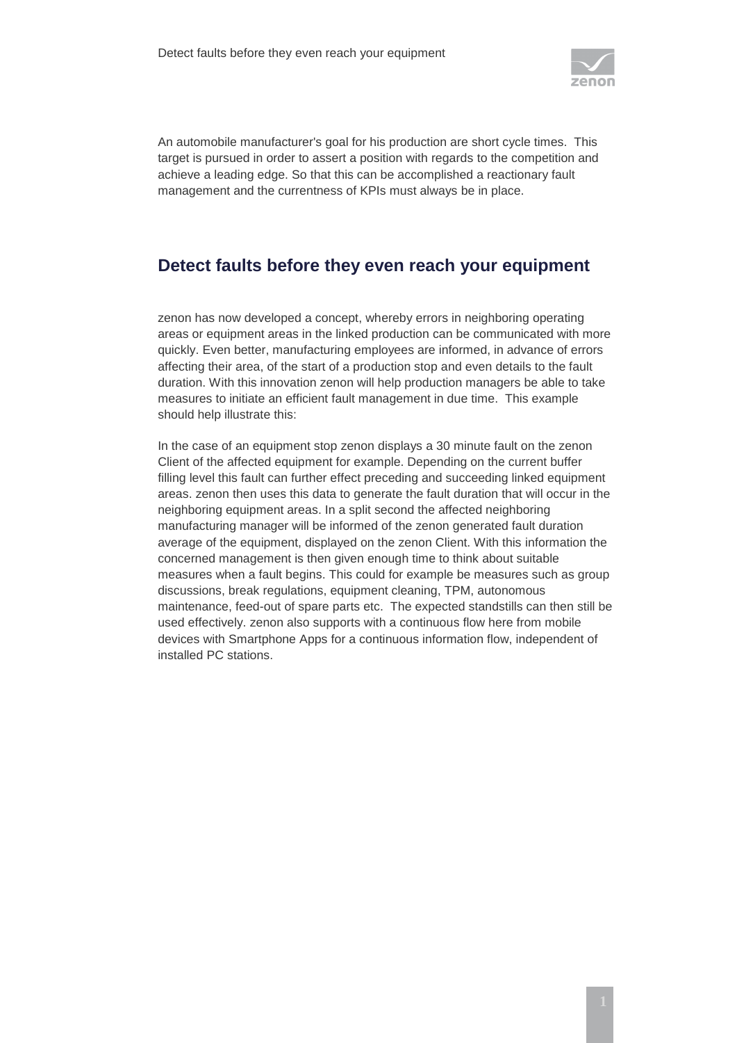An automobile manufacturer's goal for his production are short cycle times. This target is pursued in order to assert a position with regards to the competition and achieve a leading edge. So that this can be accomplished a reactionary fault management and the currentness of KPIs must always be in place.

## Detect faults before they even reach your equipment

zenon has now developed a concept, whereby errors in neighboring operating areas or equipment areas in the linked production can be communicated with more quickly. Even better, manufacturing employees are informed, in advance of errors affecting their area, of the start of a production stop and even details to the fault duration. With this innovation zenon will help production managers be able to take measures to initiate an efficient fault management in due time. This example should help illustrate this:

In the case of an equipment stop zenon displays a 30 minute fault on the zenon Client of the affected equipment for example. Depending on the current buffer filling level this fault can further effect preceding and succeeding linked equipment areas. zenon then uses this data to generate the fault duration that will occur in the neighboring equipment areas. In a split second the affected neighboring manufacturing manager will be informed of the zenon generated fault duration average of the equipment, displayed on the zenon Client. With this information the concerned management is then given enough time to think about suitable measures when a fault begins. This could for example be measures such as group discussions, break regulations, equipment cleaning, TPM, autonomous maintenance, feed-out of spare parts etc. The expected standstills can then still be used effectively. zenon also supports with a continuous flow here from mobile devices with Smartphone Apps for a continuous information flow, independent of installed PC stations.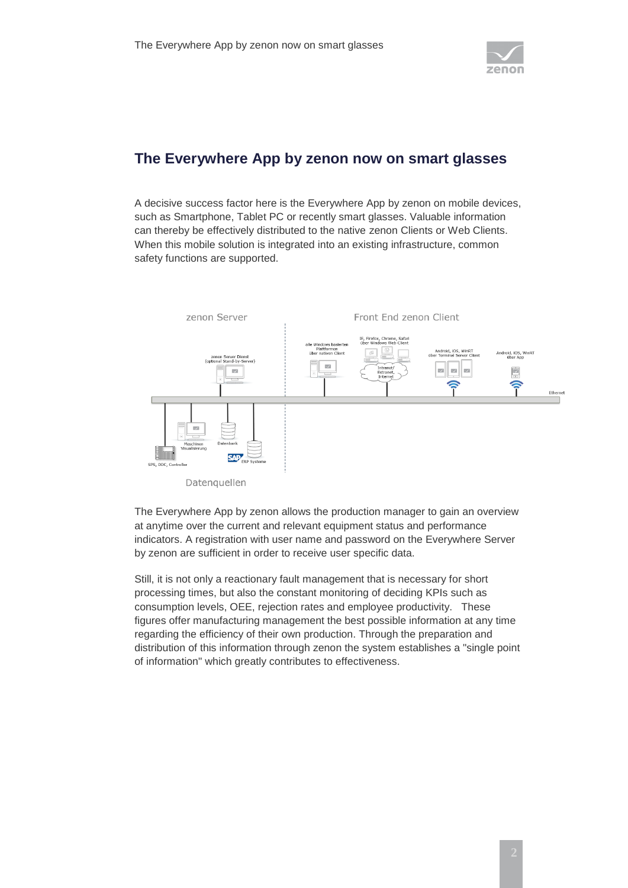# The Everywhere App by zenon now on smart glasses

A decisive success factor here is the Everywhere App by zenon on mobile devices, such as Smartphone, Tablet PC or recently smart glasses. Valuable information can thereby be effectively distributed to the native zenon Clients or Web Clients. When this mobile solution is integrated into an existing infrastructure, common safety functions are supported.

zenon Server

Front End zenon Client

Datenquellen

The Everywhere App by zenon allows the production manager to gain an overview at anytime over the current and relevant equipment status and performance indicators. A registration with user name and password on the Everywhere Server by zenon are sufficient in order to receive user specific data.

Still, it is not only a reactionary fault management that is necessary for short processing times, but also the constant monitoring of deciding KPIs such as consumption levels, OEE, rejection rates and employee productivity. These figures offer manufacturing management the best possible information at any time regarding the efficiency of their own production. Through the preparation and distribution of this information through zenon the system establishes a "single point of information" which greatly contributes to effectiveness.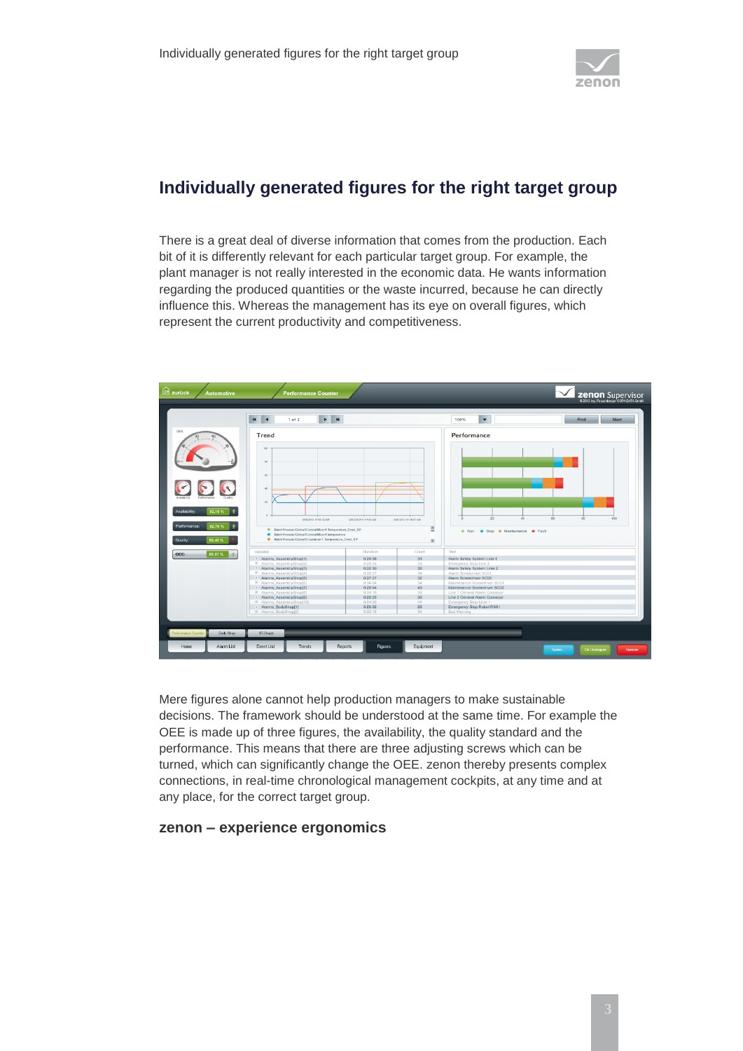## Individually generated figures for the right target group

There is a great deal of diverse information that comes from the production. Each bit of it is differently relevant for each particular target group. For example, the plant manager is not really interested in the economic data. He wants information regarding the produced quantities or the waste incurred, because he can directly influence this. Whereas the management has its eye on overall figures, which represent the current productivity and competitiveness.

Mere figures alone cannot help production managers to make sustainable decisions. The framework should be understood at the same time. For example the OEE is made up of three figures, the availability, the quality standard and the performance. This means that there are three adjusting screws which can be turned, which can significantly change the OEE. zenon thereby presents complex connections, in real-time chronological management cockpits, at any time and at any place, for the correct target group.

### zenon – experience ergonomics